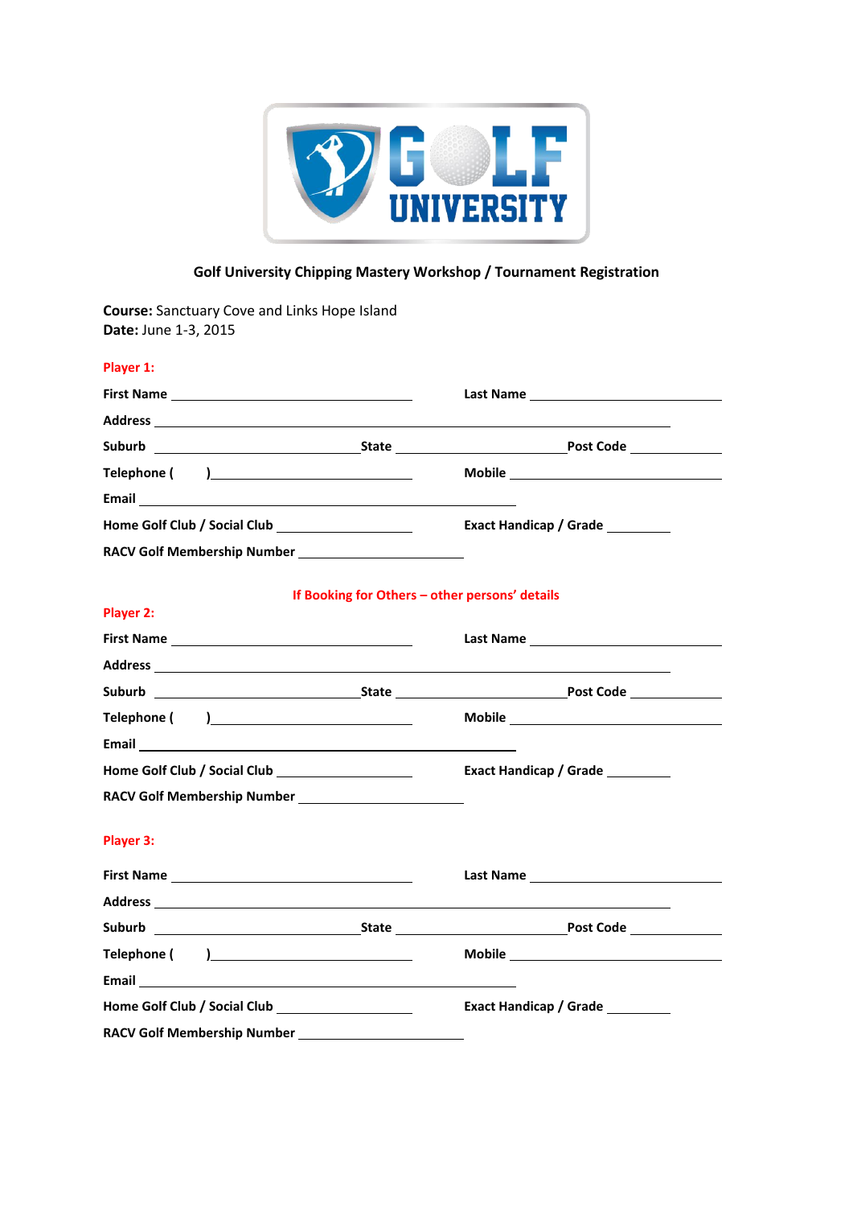**Golf University Chipping Mastery Workshop / Tournament Registration**

**Course:** Sanctuary Cove and Links Hope Island
**Date:** June 1-3, 2015

**Player 1:**

**First Name** ______________________ **Last Name** ______________________

**Address** ______________________________________________

**Suburb** __________________ **State** __________________ **Post Code** __________

**Telephone (   )** ______________________ **Mobile** ______________________

**Email** ______________________________________

**Home Golf Club / Social Club** ______________ **Exact Handicap / Grade** ________

**RACV Golf Membership Number** __________________

**If Booking for Others – other persons' details**

**Player 2:**

**First Name** ______________________ **Last Name** ______________________

**Address** ______________________________________________

**Suburb** __________________ **State** __________________ **Post Code** __________

**Telephone (   )** ______________________ **Mobile** ______________________

**Email** ______________________________________

**Home Golf Club / Social Club** ______________ **Exact Handicap / Grade** ________

**RACV Golf Membership Number** __________________

**Player 3:**

**First Name** ______________________ **Last Name** ______________________

**Address** ______________________________________________

**Suburb** __________________ **State** __________________ **Post Code** __________

**Telephone (   )** ______________________ **Mobile** ______________________

**Email** ______________________________________

**Home Golf Club / Social Club** ______________ **Exact Handicap / Grade** ________

**RACV Golf Membership Number** __________________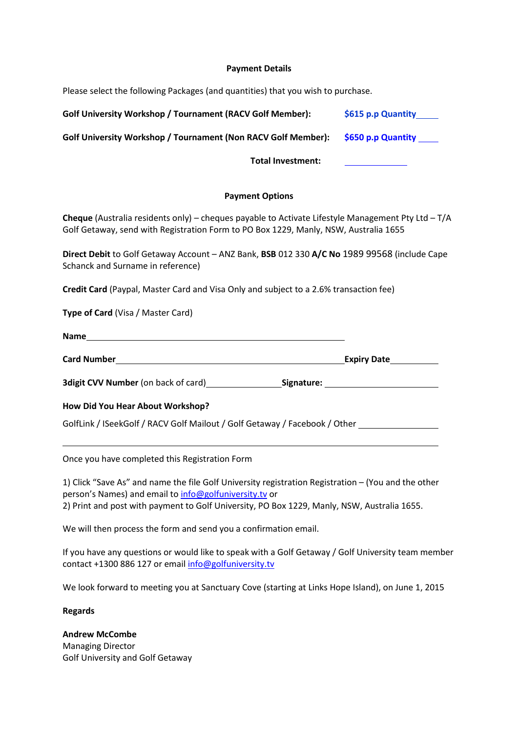**Payment Details**

Please select the following Packages (and quantities) that you wish to purchase.

**Golf University Workshop / Tournament (RACV Golf Member):** **$615 p.p Quantity** _____

**Golf University Workshop / Tournament (Non RACV Golf Member):** **$650 p.p Quantity** _____

**Total Investment:** ____________

**Payment Options**

**Cheque** (Australia residents only) – cheques payable to Activate Lifestyle Management Pty Ltd – T/A Golf Getaway, send with Registration Form to PO Box 1229, Manly, NSW, Australia 1655

**Direct Debit** to Golf Getaway Account – ANZ Bank, **BSB** 012 330 **A/C No** 1989 99568 (include Cape Schanck and Surname in reference)

**Credit Card** (Paypal, Master Card and Visa Only and subject to a 2.6% transaction fee)

**Type of Card** (Visa / Master Card)

**Name** ______________________________________________

**Card Number** ______________________________________________ **Expiry Date** __________

**3digit CVV Number** (on back of card) ______________ **Signature:** ____________________

**How Did You Hear About Workshop?**

GolfLink / ISeekGolf / RACV Golf Mailout / Golf Getaway / Facebook / Other _______________

Once you have completed this Registration Form

1) Click "Save As" and name the file Golf University registration Registration – (You and the other person's Names) and email to info@golfuniversity.tv or
2) Print and post with payment to Golf University, PO Box 1229, Manly, NSW, Australia 1655.

We will then process the form and send you a confirmation email.

If you have any questions or would like to speak with a Golf Getaway / Golf University team member contact +1300 886 127 or email info@golfuniversity.tv

We look forward to meeting you at Sanctuary Cove (starting at Links Hope Island), on June 1, 2015

**Regards**

**Andrew McCombe**
Managing Director
Golf University and Golf Getaway